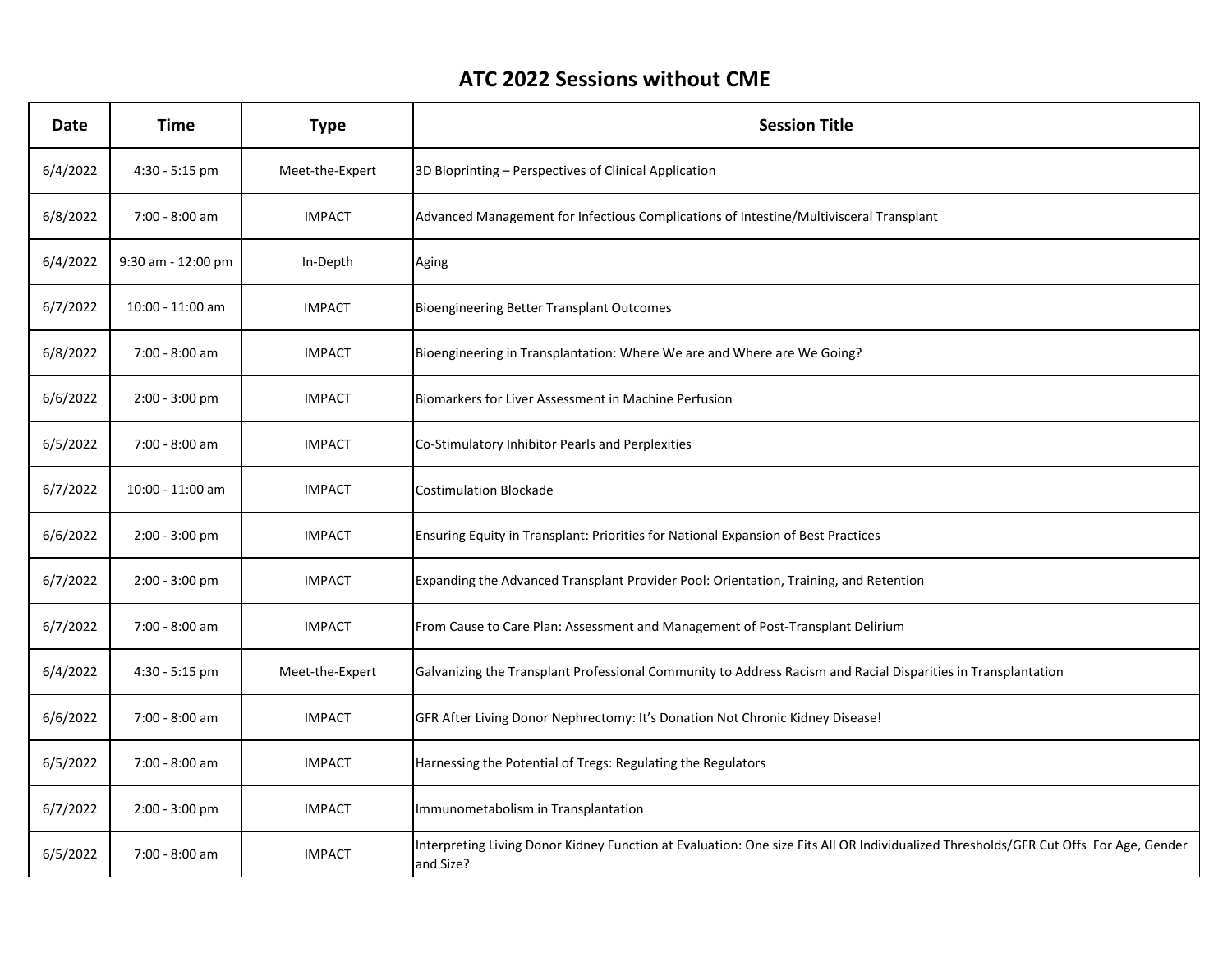# ATC 2022 Sessions without CME

| Date | Time | Type | Session Title |
| --- | --- | --- | --- |
| 6/4/2022 | 4:30 - 5:15 pm | Meet-the-Expert | 3D Bioprinting – Perspectives of Clinical Application |
| 6/8/2022 | 7:00 - 8:00 am | IMPACT | Advanced Management for Infectious Complications of Intestine/Multivisceral Transplant |
| 6/4/2022 | 9:30 am - 12:00 pm | In-Depth | Aging |
| 6/7/2022 | 10:00 - 11:00 am | IMPACT | Bioengineering Better Transplant Outcomes |
| 6/8/2022 | 7:00 - 8:00 am | IMPACT | Bioengineering in Transplantation: Where We are and Where are We Going? |
| 6/6/2022 | 2:00 - 3:00 pm | IMPACT | Biomarkers for Liver Assessment in Machine Perfusion |
| 6/5/2022 | 7:00 - 8:00 am | IMPACT | Co-Stimulatory Inhibitor Pearls and Perplexities |
| 6/7/2022 | 10:00 - 11:00 am | IMPACT | Costimulation Blockade |
| 6/6/2022 | 2:00 - 3:00 pm | IMPACT | Ensuring Equity in Transplant: Priorities for National Expansion of Best Practices |
| 6/7/2022 | 2:00 - 3:00 pm | IMPACT | Expanding the Advanced Transplant Provider Pool: Orientation, Training, and Retention |
| 6/7/2022 | 7:00 - 8:00 am | IMPACT | From Cause to Care Plan: Assessment and Management of Post-Transplant Delirium |
| 6/4/2022 | 4:30 - 5:15 pm | Meet-the-Expert | Galvanizing the Transplant Professional Community to Address Racism and Racial Disparities in Transplantation |
| 6/6/2022 | 7:00 - 8:00 am | IMPACT | GFR After Living Donor Nephrectomy: It's Donation Not Chronic Kidney Disease! |
| 6/5/2022 | 7:00 - 8:00 am | IMPACT | Harnessing the Potential of Tregs: Regulating the Regulators |
| 6/7/2022 | 2:00 - 3:00 pm | IMPACT | Immunometabolism in Transplantation |
| 6/5/2022 | 7:00 - 8:00 am | IMPACT | Interpreting Living Donor Kidney Function at Evaluation: One size Fits All OR Individualized Thresholds/GFR Cut Offs For Age, Gender and Size? |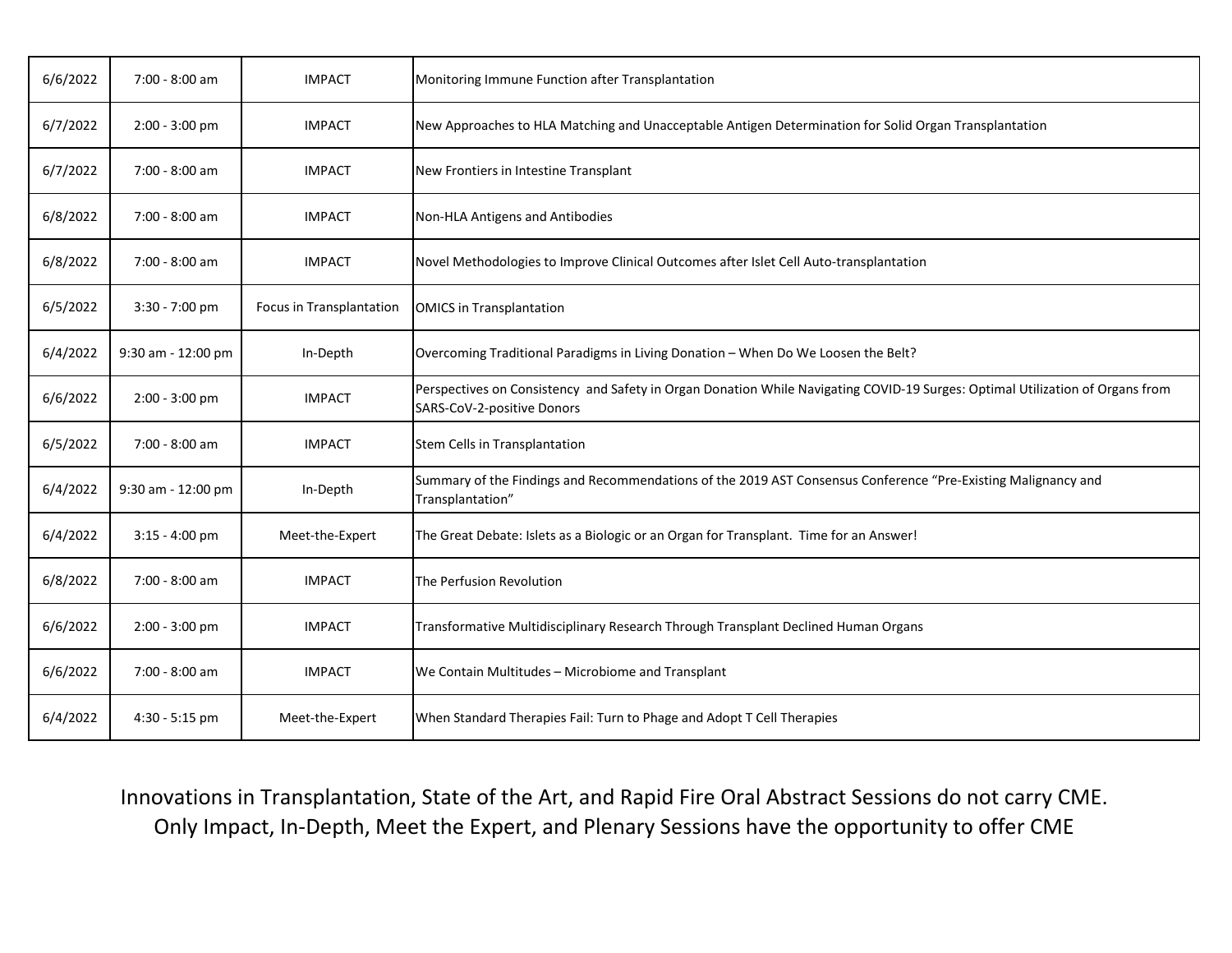| | | | |
|---|---|---|---|
| 6/6/2022 | 7:00 - 8:00 am | IMPACT | Monitoring Immune Function after Transplantation |
| 6/7/2022 | 2:00 - 3:00 pm | IMPACT | New Approaches to HLA Matching and Unacceptable Antigen Determination for Solid Organ Transplantation |
| 6/7/2022 | 7:00 - 8:00 am | IMPACT | New Frontiers in Intestine Transplant |
| 6/8/2022 | 7:00 - 8:00 am | IMPACT | Non-HLA Antigens and Antibodies |
| 6/8/2022 | 7:00 - 8:00 am | IMPACT | Novel Methodologies to Improve Clinical Outcomes after Islet Cell Auto-transplantation |
| 6/5/2022 | 3:30 - 7:00 pm | Focus in Transplantation | OMICS in Transplantation |
| 6/4/2022 | 9:30 am - 12:00 pm | In-Depth | Overcoming Traditional Paradigms in Living Donation – When Do We Loosen the Belt? |
| 6/6/2022 | 2:00 - 3:00 pm | IMPACT | Perspectives on Consistency and Safety in Organ Donation While Navigating COVID-19 Surges: Optimal Utilization of Organs from SARS-CoV-2-positive Donors |
| 6/5/2022 | 7:00 - 8:00 am | IMPACT | Stem Cells in Transplantation |
| 6/4/2022 | 9:30 am - 12:00 pm | In-Depth | Summary of the Findings and Recommendations of the 2019 AST Consensus Conference "Pre-Existing Malignancy and Transplantation" |
| 6/4/2022 | 3:15 - 4:00 pm | Meet-the-Expert | The Great Debate: Islets as a Biologic or an Organ for Transplant. Time for an Answer! |
| 6/8/2022 | 7:00 - 8:00 am | IMPACT | The Perfusion Revolution |
| 6/6/2022 | 2:00 - 3:00 pm | IMPACT | Transformative Multidisciplinary Research Through Transplant Declined Human Organs |
| 6/6/2022 | 7:00 - 8:00 am | IMPACT | We Contain Multitudes – Microbiome and Transplant |
| 6/4/2022 | 4:30 - 5:15 pm | Meet-the-Expert | When Standard Therapies Fail: Turn to Phage and Adopt T Cell Therapies |

Innovations in Transplantation, State of the Art, and Rapid Fire Oral Abstract Sessions do not carry CME.
Only Impact, In-Depth, Meet the Expert, and Plenary Sessions have the opportunity to offer CME